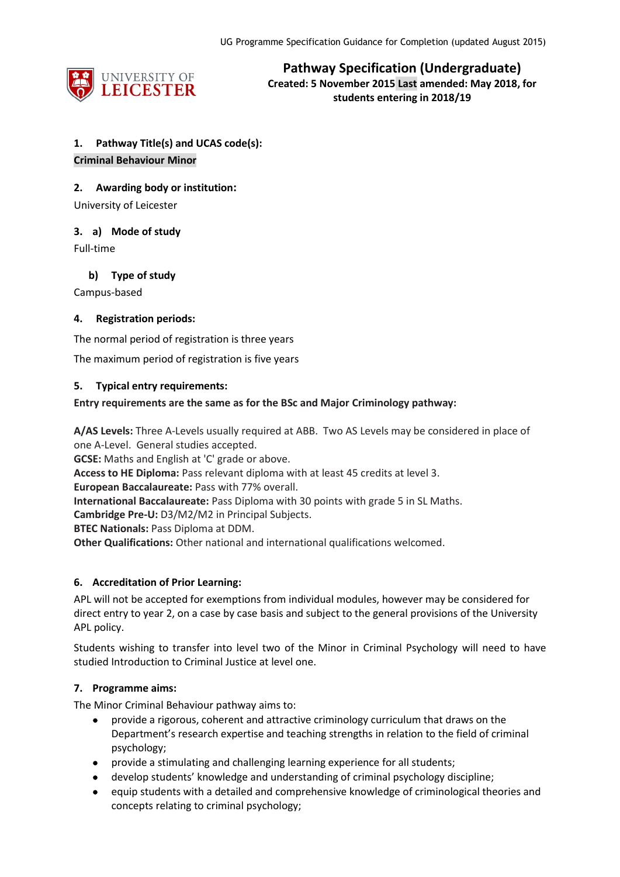# Pathway Specification (Undergraduate)

**Created: 5 November 2015 Last amended: May 2018, for students entering in 2018/19**

### 1. Pathway Title(s) and UCAS code(s):

**Criminal Behaviour Minor**

### 2. Awarding body or institution:

University of Leicester

### 3. a) Mode of study

Full-time

### b) Type of study

Campus-based

### 4. Registration periods:

The normal period of registration is three years

The maximum period of registration is five years

### 5. Typical entry requirements:

**Entry requirements are the same as for the BSc and Major Criminology pathway:**

**A/AS Levels:** Three A-Levels usually required at ABB. Two AS Levels may be considered in place of one A-Level. General studies accepted.
**GCSE:** Maths and English at 'C' grade or above.
**Access to HE Diploma:** Pass relevant diploma with at least 45 credits at level 3.
**European Baccalaureate:** Pass with 77% overall.
**International Baccalaureate:** Pass Diploma with 30 points with grade 5 in SL Maths.
**Cambridge Pre-U:** D3/M2/M2 in Principal Subjects.
**BTEC Nationals:** Pass Diploma at DDM.
**Other Qualifications:** Other national and international qualifications welcomed.

### 6. Accreditation of Prior Learning:

APL will not be accepted for exemptions from individual modules, however may be considered for direct entry to year 2, on a case by case basis and subject to the general provisions of the University APL policy.

Students wishing to transfer into level two of the Minor in Criminal Psychology will need to have studied Introduction to Criminal Justice at level one.

### 7. Programme aims:

The Minor Criminal Behaviour pathway aims to:

- provide a rigorous, coherent and attractive criminology curriculum that draws on the Department's research expertise and teaching strengths in relation to the field of criminal psychology;
- provide a stimulating and challenging learning experience for all students;
- develop students' knowledge and understanding of criminal psychology discipline;
- equip students with a detailed and comprehensive knowledge of criminological theories and concepts relating to criminal psychology;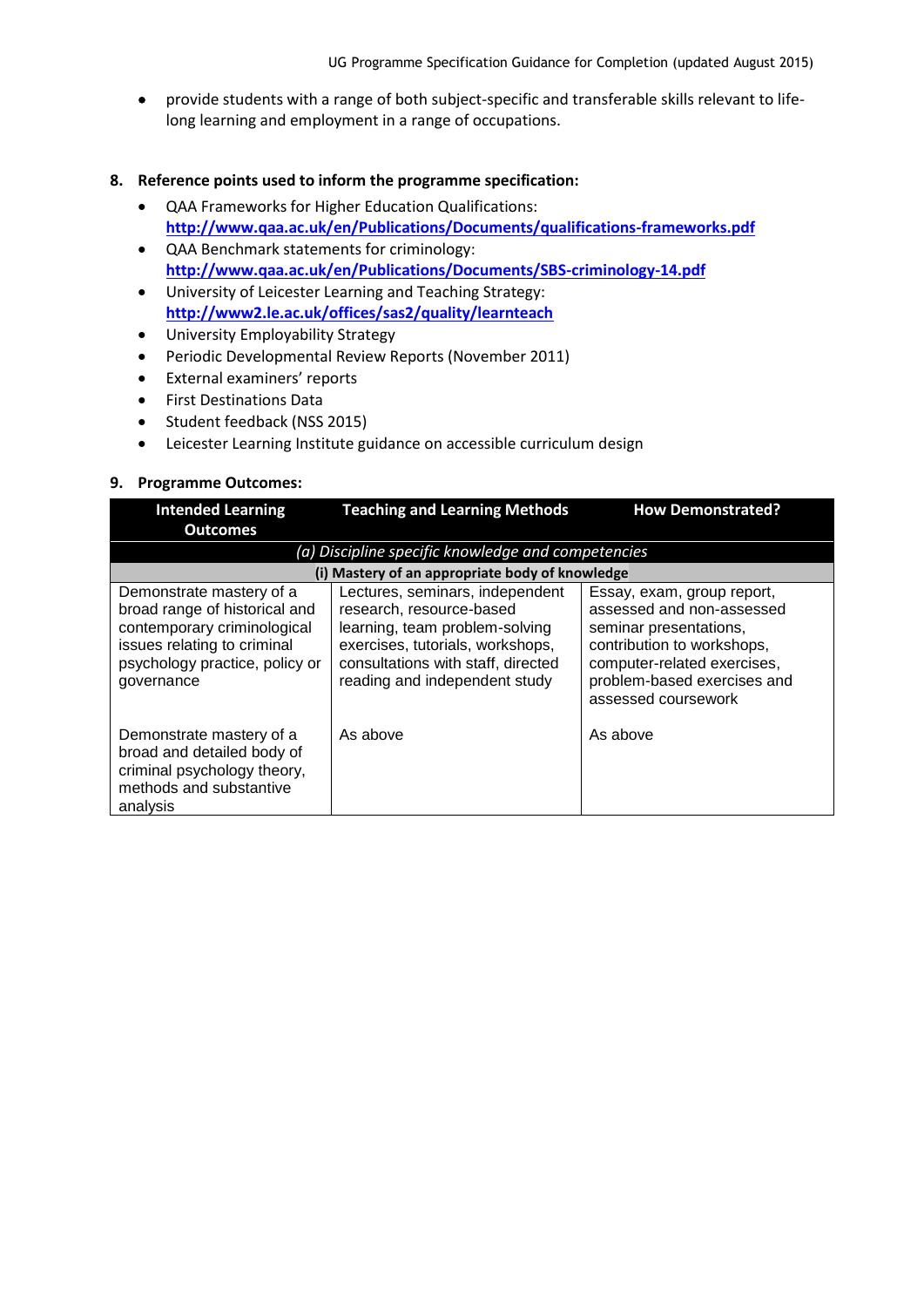- provide students with a range of both subject-specific and transferable skills relevant to life-long learning and employment in a range of occupations.

**8. Reference points used to inform the programme specification:**

- QAA Frameworks for Higher Education Qualifications: [http://www.qaa.ac.uk/en/Publications/Documents/qualifications-frameworks.pdf](http://www.qaa.ac.uk/en/Publications/Documents/qualifications-frameworks.pdf)
- QAA Benchmark statements for criminology: [http://www.qaa.ac.uk/en/Publications/Documents/SBS-criminology-14.pdf](http://www.qaa.ac.uk/en/Publications/Documents/SBS-criminology-14.pdf)
- University of Leicester Learning and Teaching Strategy: [http://www2.le.ac.uk/offices/sas2/quality/learnteach](http://www2.le.ac.uk/offices/sas2/quality/learnteach)
- University Employability Strategy
- Periodic Developmental Review Reports (November 2011)
- External examiners' reports
- First Destinations Data
- Student feedback (NSS 2015)
- Leicester Learning Institute guidance on accessible curriculum design

**9. Programme Outcomes:**

| Intended Learning Outcomes | Teaching and Learning Methods | How Demonstrated? |
|---|---|---|
| *(a) Discipline specific knowledge and competencies* | | |
| **(i) Mastery of an appropriate body of knowledge** | | |
| Demonstrate mastery of a broad range of historical and contemporary criminological issues relating to criminal psychology practice, policy or governance | Lectures, seminars, independent research, resource-based learning, team problem-solving exercises, tutorials, workshops, consultations with staff, directed reading and independent study | Essay, exam, group report, assessed and non-assessed seminar presentations, contribution to workshops, computer-related exercises, problem-based exercises and assessed coursework |
| Demonstrate mastery of a broad and detailed body of criminal psychology theory, methods and substantive analysis | As above | As above |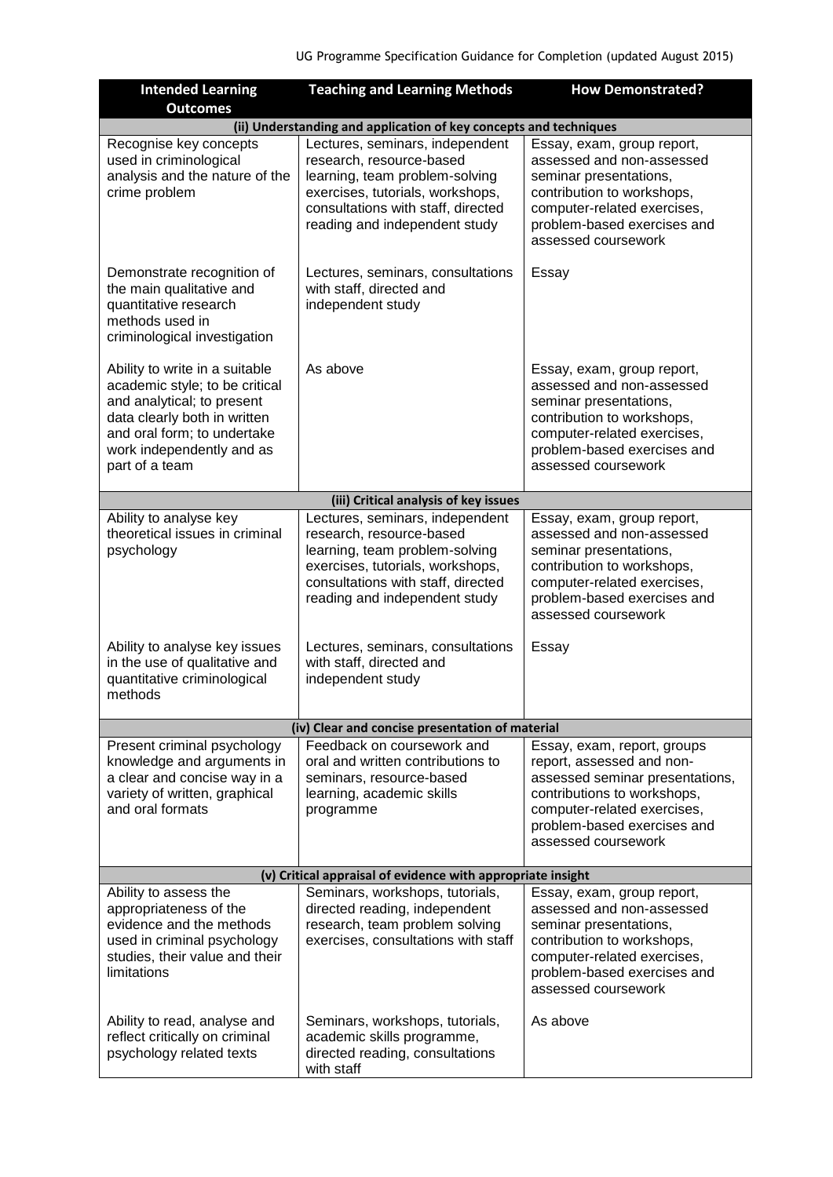| Intended Learning Outcomes | Teaching and Learning Methods | How Demonstrated? |
|---|---|---|
| **(ii) Understanding and application of key concepts and techniques** | | |
| Recognise key concepts used in criminological analysis and the nature of the crime problem | Lectures, seminars, independent research, resource-based learning, team problem-solving exercises, tutorials, workshops, consultations with staff, directed reading and independent study | Essay, exam, group report, assessed and non-assessed seminar presentations, contribution to workshops, computer-related exercises, problem-based exercises and assessed coursework |
| Demonstrate recognition of the main qualitative and quantitative research methods used in criminological investigation | Lectures, seminars, consultations with staff, directed and independent study | Essay |
| Ability to write in a suitable academic style; to be critical and analytical; to present data clearly both in written and oral form; to undertake work independently and as part of a team | As above | Essay, exam, group report, assessed and non-assessed seminar presentations, contribution to workshops, computer-related exercises, problem-based exercises and assessed coursework |
| **(iii) Critical analysis of key issues** | | |
| Ability to analyse key theoretical issues in criminal psychology | Lectures, seminars, independent research, resource-based learning, team problem-solving exercises, tutorials, workshops, consultations with staff, directed reading and independent study | Essay, exam, group report, assessed and non-assessed seminar presentations, contribution to workshops, computer-related exercises, problem-based exercises and assessed coursework |
| Ability to analyse key issues in the use of qualitative and quantitative criminological methods | Lectures, seminars, consultations with staff, directed and independent study | Essay |
| **(iv) Clear and concise presentation of material** | | |
| Present criminal psychology knowledge and arguments in a clear and concise way in a variety of written, graphical and oral formats | Feedback on coursework and oral and written contributions to seminars, resource-based learning, academic skills programme | Essay, exam, report, groups report, assessed and non-assessed seminar presentations, contributions to workshops, computer-related exercises, problem-based exercises and assessed coursework |
| **(v) Critical appraisal of evidence with appropriate insight** | | |
| Ability to assess the appropriateness of the evidence and the methods used in criminal psychology studies, their value and their limitations | Seminars, workshops, tutorials, directed reading, independent research, team problem solving exercises, consultations with staff | Essay, exam, group report, assessed and non-assessed seminar presentations, contribution to workshops, computer-related exercises, problem-based exercises and assessed coursework |
| Ability to read, analyse and reflect critically on criminal psychology related texts | Seminars, workshops, tutorials, academic skills programme, directed reading, consultations with staff | As above |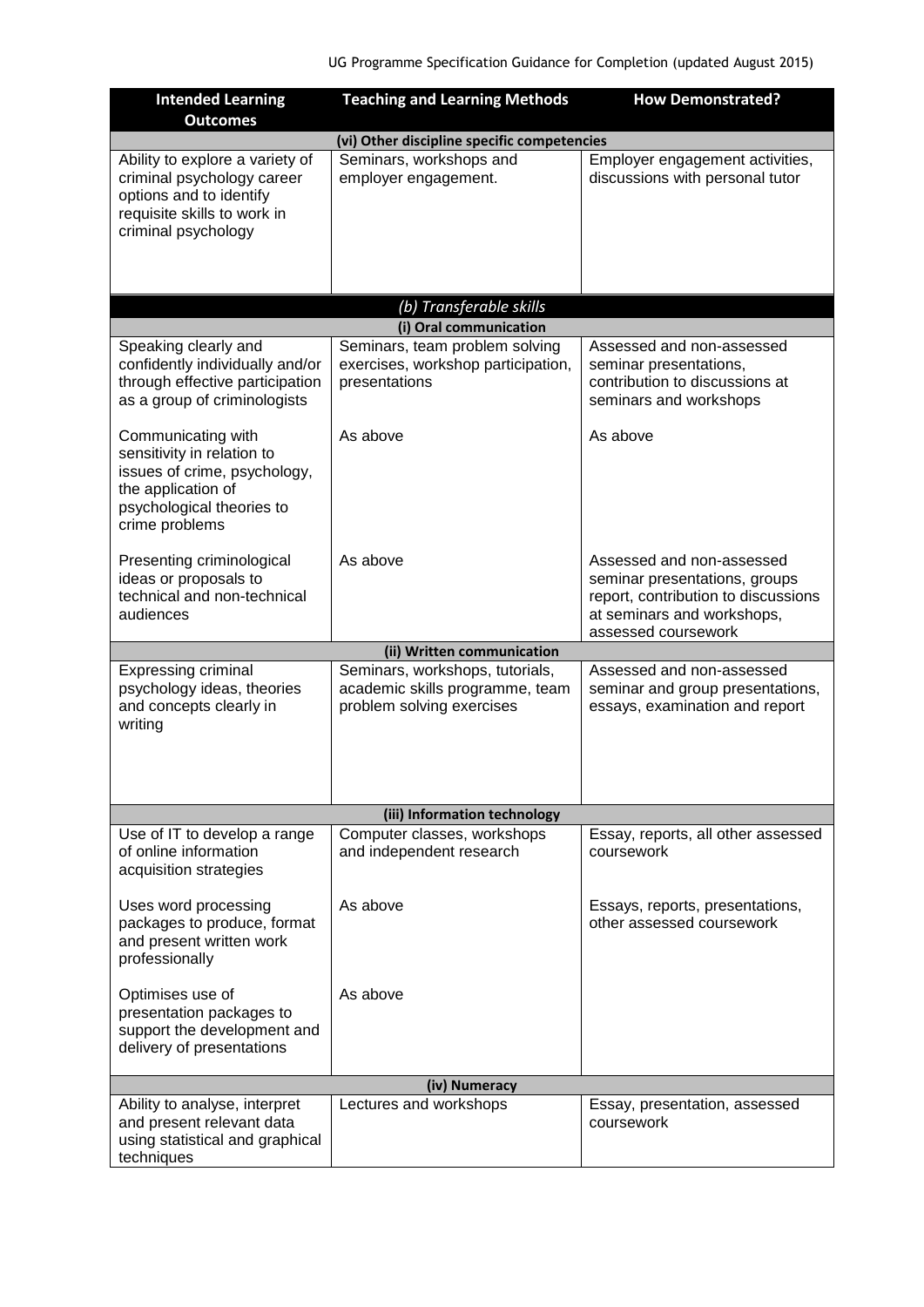| Intended Learning Outcomes | Teaching and Learning Methods | How Demonstrated? |
|---|---|---|
| **(vi) Other discipline specific competencies** | | |
| Ability to explore a variety of criminal psychology career options and to identify requisite skills to work in criminal psychology | Seminars, workshops and employer engagement. | Employer engagement activities, discussions with personal tutor |
| ***(b) Transferable skills*** | | |
| **(i) Oral communication** | | |
| Speaking clearly and confidently individually and/or through effective participation as a group of criminologists | Seminars, team problem solving exercises, workshop participation, presentations | Assessed and non-assessed seminar presentations, contribution to discussions at seminars and workshops |
| Communicating with sensitivity in relation to issues of crime, psychology, the application of psychological theories to crime problems | As above | As above |
| Presenting criminological ideas or proposals to technical and non-technical audiences | As above | Assessed and non-assessed seminar presentations, groups report, contribution to discussions at seminars and workshops, assessed coursework |
| **(ii) Written communication** | | |
| Expressing criminal psychology ideas, theories and concepts clearly in writing | Seminars, workshops, tutorials, academic skills programme, team problem solving exercises | Assessed and non-assessed seminar and group presentations, essays, examination and report |
| **(iii) Information technology** | | |
| Use of IT to develop a range of online information acquisition strategies | Computer classes, workshops and independent research | Essay, reports, all other assessed coursework |
| Uses word processing packages to produce, format and present written work professionally | As above | Essays, reports, presentations, other assessed coursework |
| Optimises use of presentation packages to support the development and delivery of presentations | As above | |
| **(iv) Numeracy** | | |
| Ability to analyse, interpret and present relevant data using statistical and graphical techniques | Lectures and workshops | Essay, presentation, assessed coursework |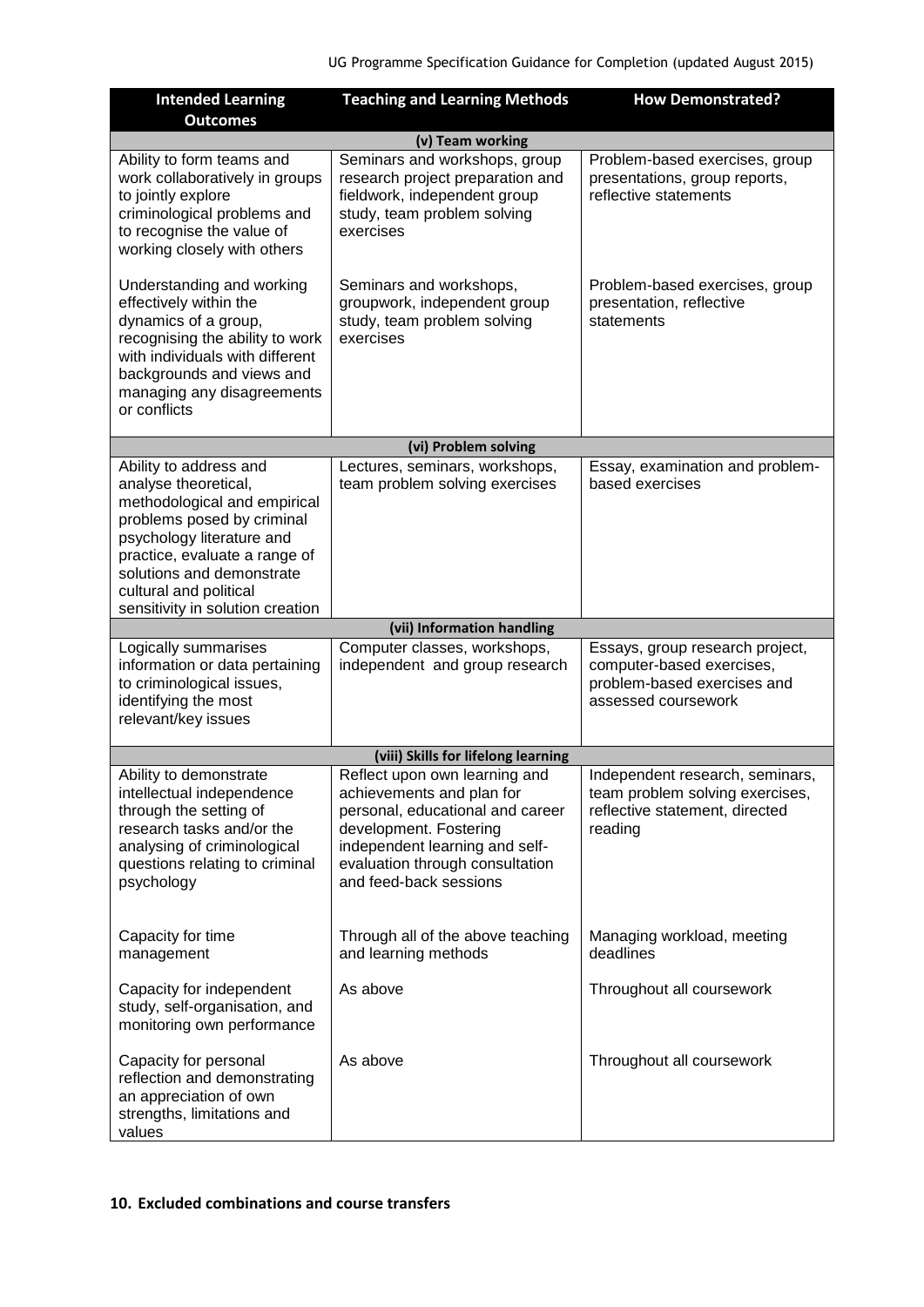| Intended Learning Outcomes | Teaching and Learning Methods | How Demonstrated? |
|---|---|---|
| **(v) Team working** | | |
| Ability to form teams and work collaboratively in groups to jointly explore criminological problems and to recognise the value of working closely with others | Seminars and workshops, group research project preparation and fieldwork, independent group study, team problem solving exercises | Problem-based exercises, group presentations, group reports, reflective statements |
| Understanding and working effectively within the dynamics of a group, recognising the ability to work with individuals with different backgrounds and views and managing any disagreements or conflicts | Seminars and workshops, groupwork, independent group study, team problem solving exercises | Problem-based exercises, group presentation, reflective statements |
| **(vi) Problem solving** | | |
| Ability to address and analyse theoretical, methodological and empirical problems posed by criminal psychology literature and practice, evaluate a range of solutions and demonstrate cultural and political sensitivity in solution creation | Lectures, seminars, workshops, team problem solving exercises | Essay, examination and problem-based exercises |
| **(vii) Information handling** | | |
| Logically summarises information or data pertaining to criminological issues, identifying the most relevant/key issues | Computer classes, workshops, independent and group research | Essays, group research project, computer-based exercises, problem-based exercises and assessed coursework |
| **(viii) Skills for lifelong learning** | | |
| Ability to demonstrate intellectual independence through the setting of research tasks and/or the analysing of criminological questions relating to criminal psychology | Reflect upon own learning and achievements and plan for personal, educational and career development. Fostering independent learning and self-evaluation through consultation and feed-back sessions | Independent research, seminars, team problem solving exercises, reflective statement, directed reading |
| Capacity for time management | Through all of the above teaching and learning methods | Managing workload, meeting deadlines |
| Capacity for independent study, self-organisation, and monitoring own performance | As above | Throughout all coursework |
| Capacity for personal reflection and demonstrating an appreciation of own strengths, limitations and values | As above | Throughout all coursework |

## 10. Excluded combinations and course transfers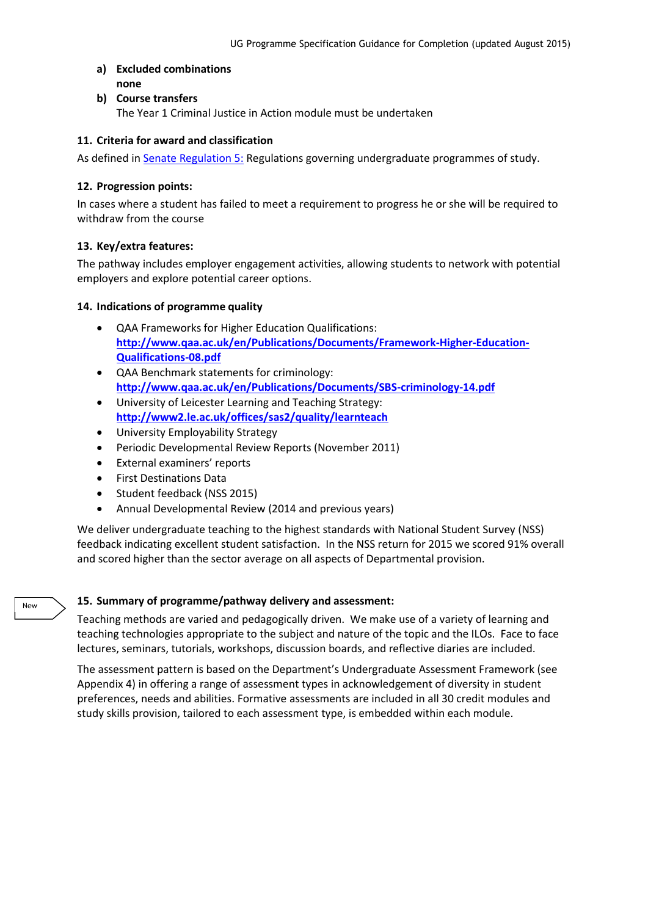a) **Excluded combinations**
   **none**

b) **Course transfers**
   The Year 1 Criminal Justice in Action module must be undertaken

### 11. Criteria for award and classification

As defined in [Senate Regulation 5:]() Regulations governing undergraduate programmes of study.

### 12. Progression points:

In cases where a student has failed to meet a requirement to progress he or she will be required to withdraw from the course

### 13. Key/extra features:

The pathway includes employer engagement activities, allowing students to network with potential employers and explore potential career options.

### 14. Indications of programme quality

- QAA Frameworks for Higher Education Qualifications: **http://www.qaa.ac.uk/en/Publications/Documents/Framework-Higher-Education-Qualifications-08.pdf**
- QAA Benchmark statements for criminology: **http://www.qaa.ac.uk/en/Publications/Documents/SBS-criminology-14.pdf**
- University of Leicester Learning and Teaching Strategy: **http://www2.le.ac.uk/offices/sas2/quality/learnteach**
- University Employability Strategy
- Periodic Developmental Review Reports (November 2011)
- External examiners' reports
- First Destinations Data
- Student feedback (NSS 2015)
- Annual Developmental Review (2014 and previous years)

We deliver undergraduate teaching to the highest standards with National Student Survey (NSS) feedback indicating excellent student satisfaction. In the NSS return for 2015 we scored 91% overall and scored higher than the sector average on all aspects of Departmental provision.

New

### 15. Summary of programme/pathway delivery and assessment:

Teaching methods are varied and pedagogically driven. We make use of a variety of learning and teaching technologies appropriate to the subject and nature of the topic and the ILOs. Face to face lectures, seminars, tutorials, workshops, discussion boards, and reflective diaries are included.

The assessment pattern is based on the Department's Undergraduate Assessment Framework (see Appendix 4) in offering a range of assessment types in acknowledgement of diversity in student preferences, needs and abilities. Formative assessments are included in all 30 credit modules and study skills provision, tailored to each assessment type, is embedded within each module.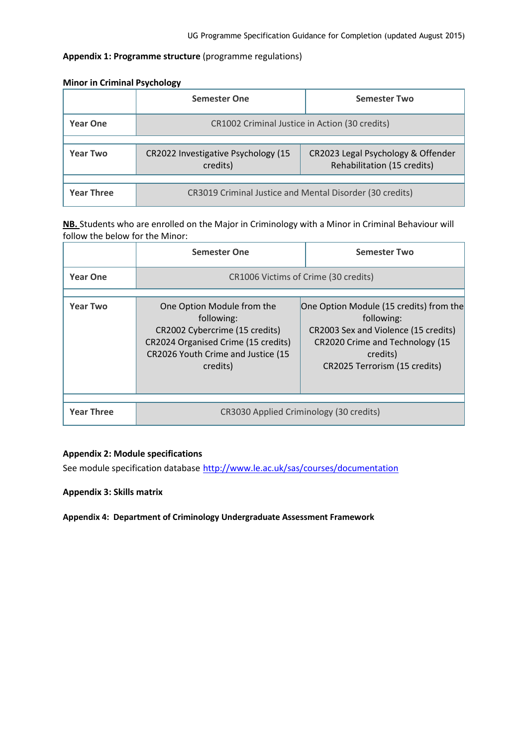**Appendix 1: Programme structure** (programme regulations)

**Minor in Criminal Psychology**

| | Semester One | Semester Two |
|---|---|---|
| **Year One** | CR1002 Criminal Justice in Action (30 credits) | |
| **Year Two** | CR2022 Investigative Psychology (15 credits) | CR2023 Legal Psychology & Offender Rehabilitation (15 credits) |
| **Year Three** | CR3019 Criminal Justice and Mental Disorder (30 credits) | |

**NB.** Students who are enrolled on the Major in Criminology with a Minor in Criminal Behaviour will follow the below for the Minor:

| | Semester One | Semester Two |
|---|---|---|
| **Year One** | CR1006 Victims of Crime (30 credits) | |
| **Year Two** | One Option Module from the following:<br>CR2002 Cybercrime (15 credits)<br>CR2024 Organised Crime (15 credits)<br>CR2026 Youth Crime and Justice (15 credits) | One Option Module (15 credits) from the following:<br>CR2003 Sex and Violence (15 credits)<br>CR2020 Crime and Technology (15 credits)<br>CR2025 Terrorism (15 credits) |
| **Year Three** | CR3030 Applied Criminology (30 credits) | |

**Appendix 2: Module specifications**

See module specification database http://www.le.ac.uk/sas/courses/documentation

**Appendix 3: Skills matrix**

**Appendix 4: Department of Criminology Undergraduate Assessment Framework**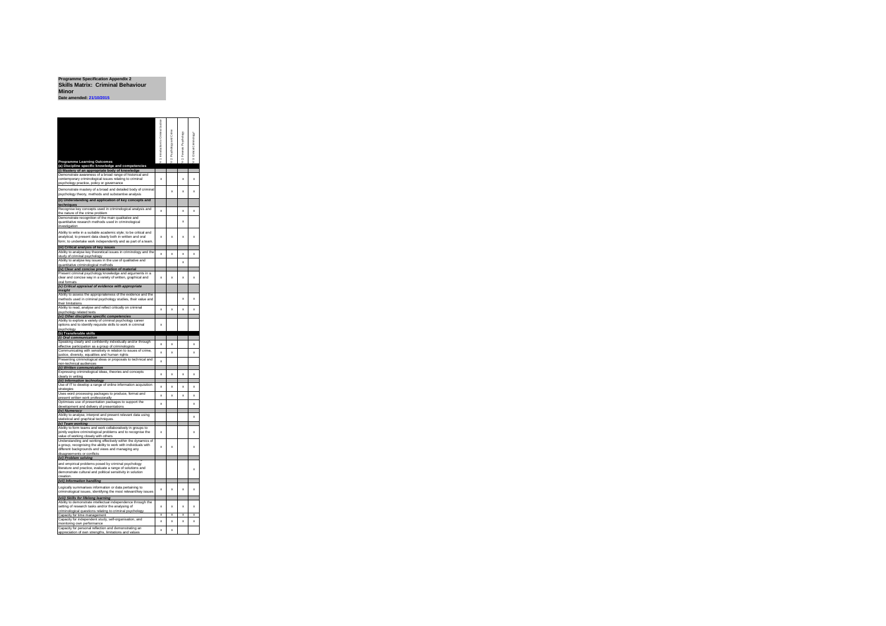**Programme Specification Appendix 2**

**Skills Matrix: Criminal Behaviour Minor**

**Date amended: 21/10/2015**

| Programme Learning Outcomes | Yr 1 Introduction to Criminal Justice | Yr 2 Psychology and Crime | Yr 2 Forensic Psychology | Yr 3 Critical Criminology |
|---|---|---|---|---|
| **(a) Discipline specific knowledge and competencies** | | | | |
| ***(i) Mastery of an appropriate body of knowledge*** | | | | |
| Demonstrate awareness of a broad range of historical and contemporary criminological issues relating to criminal psychology practice, policy or governance | x | | x | x |
| Demonstrate mastery of a broad and detailed body of criminal psychology theory, methods and substantive analysis | | x | x | x |
| ***(ii) Understanding and application of key concepts and techniques*** | | | | |
| Recognise key concepts used in criminological analysis and the nature of the crime problem | x | | x | x |
| Demonstrate recognition of the main qualitative and quantitative research methods used in criminological investigation | | | x | |
| Ability to write in a suitable academic style; to be critical and analytical; to present data clearly both in written and oral form; to undertake work independently and as part of a team. | x | x | x | x |
| ***(iii) Critical analysis of key issues*** | | | | |
| Ability to analyse key theoretical issues in criminology and the study of criminal psychology | x | x | x | x |
| Ability to analyse key issues in the use of qualitative and quantitative criminological methods | | | x | |
| ***(iv) Clear and concise presentation of material*** | | | | |
| Present criminal psychology knowledge and arguments in a clear and concise way in a variety of written, graphical and oral formats | x | x | x | x |
| ***(v) Critical appraisal of evidence with appropriate insight*** | | | | |
| Ability to assess the appropriateness of the evidence and the methods used in criminal psychology studies, their value and their limitations | | | x | x |
| Ability to read, analyse and reflect critically on criminal psychology related texts | x | x | x | x |
| ***(vi) Other discipline specific competencies*** | | | | |
| Ability to explore a variety of criminal psychology career options and to identify requisite skills to work in criminal psychology | x | | | |
| **(b) Transferable skills** | | | | |
| ***(i) Oral communication*** | | | | |
| Speaking clearly and confidently individually and/or through effective participation as a group of criminologists | x | x | | x |
| Communicating with sensitivity in relation to issues of crime, justice, diversity, equalities and human rights | x | x | | x |
| Presenting criminological ideas or proposals to technical and non-technical audiences | x | | | |
| ***(ii) Written communication*** | | | | |
| Expressing criminological ideas, theories and concepts clearly in writing | x | x | x | x |
| ***(iii) Information technology*** | | | | |
| Use of IT to develop a range of online information acquisition strategies | x | x | x | x |
| Uses word processing packages to produce, format and present written work professionally | x | x | x | x |
| Optimises use of presentation packages to support the development and delivery of presentations | x | | | x |
| ***(iv) Numeracy*** | | | | |
| Ability to analyse, interpret and present relevant data using statistical and graphical techniques. | | | | x |
| ***(v) Team working*** | | | | |
| Ability to form teams and work collaboratively in groups to jointly explore criminological problems and to recognise the value of working closely with others | x | | | x |
| Understanding and working effectively within the dynamics of a group, recognising the ability to work with individuals with different backgrounds and views and managing any disagreements or conflicts | x | x | | x |
| ***(vi) Problem solving*** | | | | |
| and empirical problems posed by criminal psychology literature and practice, evaluate a range of solutions and demonstrate cultural and political sensitivity in solution creation. | | | | x |
| ***(vii) Information handling*** | | | | |
| Logically summarises information or data pertaining to criminological issues, identifying the most relevant/key issues | x | x | x | x |
| ***(viii) Skills for lifelong learning*** | | | | |
| Ability to demonstrate intellectual independence through the setting of research tasks and/or the analysing of criminological questions relating to criminal psychology | x | x | x | x |
| Capacity for time management | x | x | x | x |
| Capacity for independent study, self-organisation, and monitoring own performance | x | x | x | x |
| Capacity for personal reflection and demonstrating an appreciation of own strengths, limitations and values | x | x | | |